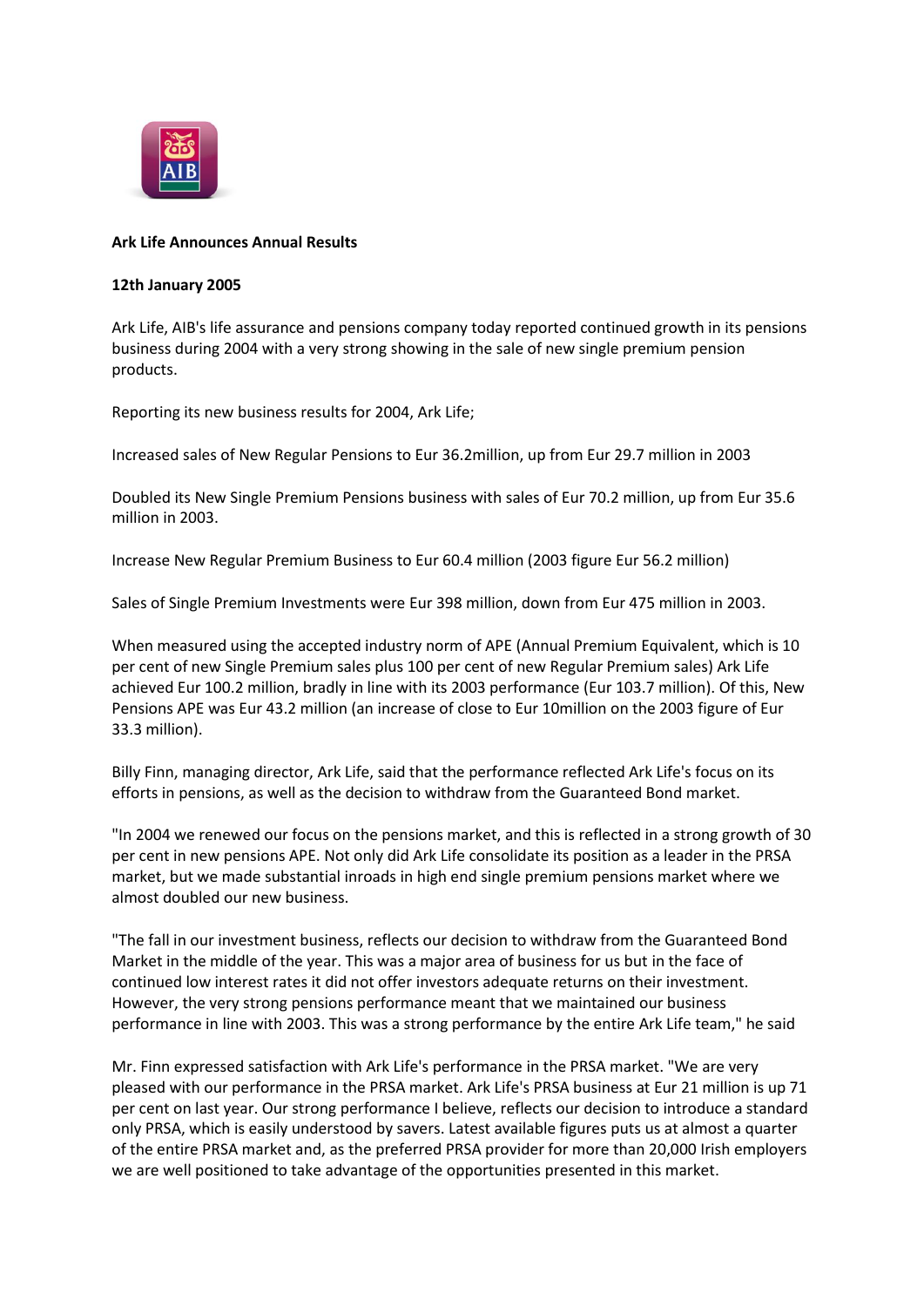**Ark Life Announces Annual Results**

**12th January 2005**

Ark Life, AIB's life assurance and pensions company today reported continued growth in its pensions business during 2004 with a very strong showing in the sale of new single premium pension products.

Reporting its new business results for 2004, Ark Life;

Increased sales of New Regular Pensions to Eur 36.2million, up from Eur 29.7 million in 2003

Doubled its New Single Premium Pensions business with sales of Eur 70.2 million, up from Eur 35.6 million in 2003.

Increase New Regular Premium Business to Eur 60.4 million (2003 figure Eur 56.2 million)

Sales of Single Premium Investments were Eur 398 million, down from Eur 475 million in 2003.

When measured using the accepted industry norm of APE (Annual Premium Equivalent, which is 10 per cent of new Single Premium sales plus 100 per cent of new Regular Premium sales) Ark Life achieved Eur 100.2 million, bradly in line with its 2003 performance (Eur 103.7 million). Of this, New Pensions APE was Eur 43.2 million (an increase of close to Eur 10million on the 2003 figure of Eur 33.3 million).

Billy Finn, managing director, Ark Life, said that the performance reflected Ark Life's focus on its efforts in pensions, as well as the decision to withdraw from the Guaranteed Bond market.

"In 2004 we renewed our focus on the pensions market, and this is reflected in a strong growth of 30 per cent in new pensions APE. Not only did Ark Life consolidate its position as a leader in the PRSA market, but we made substantial inroads in high end single premium pensions market where we almost doubled our new business.

"The fall in our investment business, reflects our decision to withdraw from the Guaranteed Bond Market in the middle of the year. This was a major area of business for us but in the face of continued low interest rates it did not offer investors adequate returns on their investment. However, the very strong pensions performance meant that we maintained our business performance in line with 2003. This was a strong performance by the entire Ark Life team," he said

Mr. Finn expressed satisfaction with Ark Life's performance in the PRSA market. "We are very pleased with our performance in the PRSA market. Ark Life's PRSA business at Eur 21 million is up 71 per cent on last year. Our strong performance I believe, reflects our decision to introduce a standard only PRSA, which is easily understood by savers. Latest available figures puts us at almost a quarter of the entire PRSA market and, as the preferred PRSA provider for more than 20,000 Irish employers we are well positioned to take advantage of the opportunities presented in this market.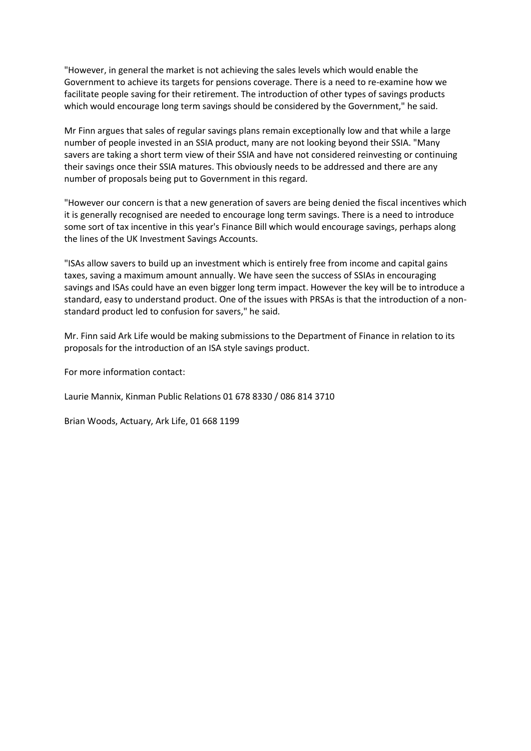"However, in general the market is not achieving the sales levels which would enable the Government to achieve its targets for pensions coverage. There is a need to re-examine how we facilitate people saving for their retirement. The introduction of other types of savings products which would encourage long term savings should be considered by the Government," he said.

Mr Finn argues that sales of regular savings plans remain exceptionally low and that while a large number of people invested in an SSIA product, many are not looking beyond their SSIA. "Many savers are taking a short term view of their SSIA and have not considered reinvesting or continuing their savings once their SSIA matures. This obviously needs to be addressed and there are any number of proposals being put to Government in this regard.

"However our concern is that a new generation of savers are being denied the fiscal incentives which it is generally recognised are needed to encourage long term savings. There is a need to introduce some sort of tax incentive in this year's Finance Bill which would encourage savings, perhaps along the lines of the UK Investment Savings Accounts.

"ISAs allow savers to build up an investment which is entirely free from income and capital gains taxes, saving a maximum amount annually. We have seen the success of SSIAs in encouraging savings and ISAs could have an even bigger long term impact. However the key will be to introduce a standard, easy to understand product. One of the issues with PRSAs is that the introduction of a non-standard product led to confusion for savers," he said.

Mr. Finn said Ark Life would be making submissions to the Department of Finance in relation to its proposals for the introduction of an ISA style savings product.

For more information contact:

Laurie Mannix, Kinman Public Relations 01 678 8330 / 086 814 3710

Brian Woods, Actuary, Ark Life, 01 668 1199